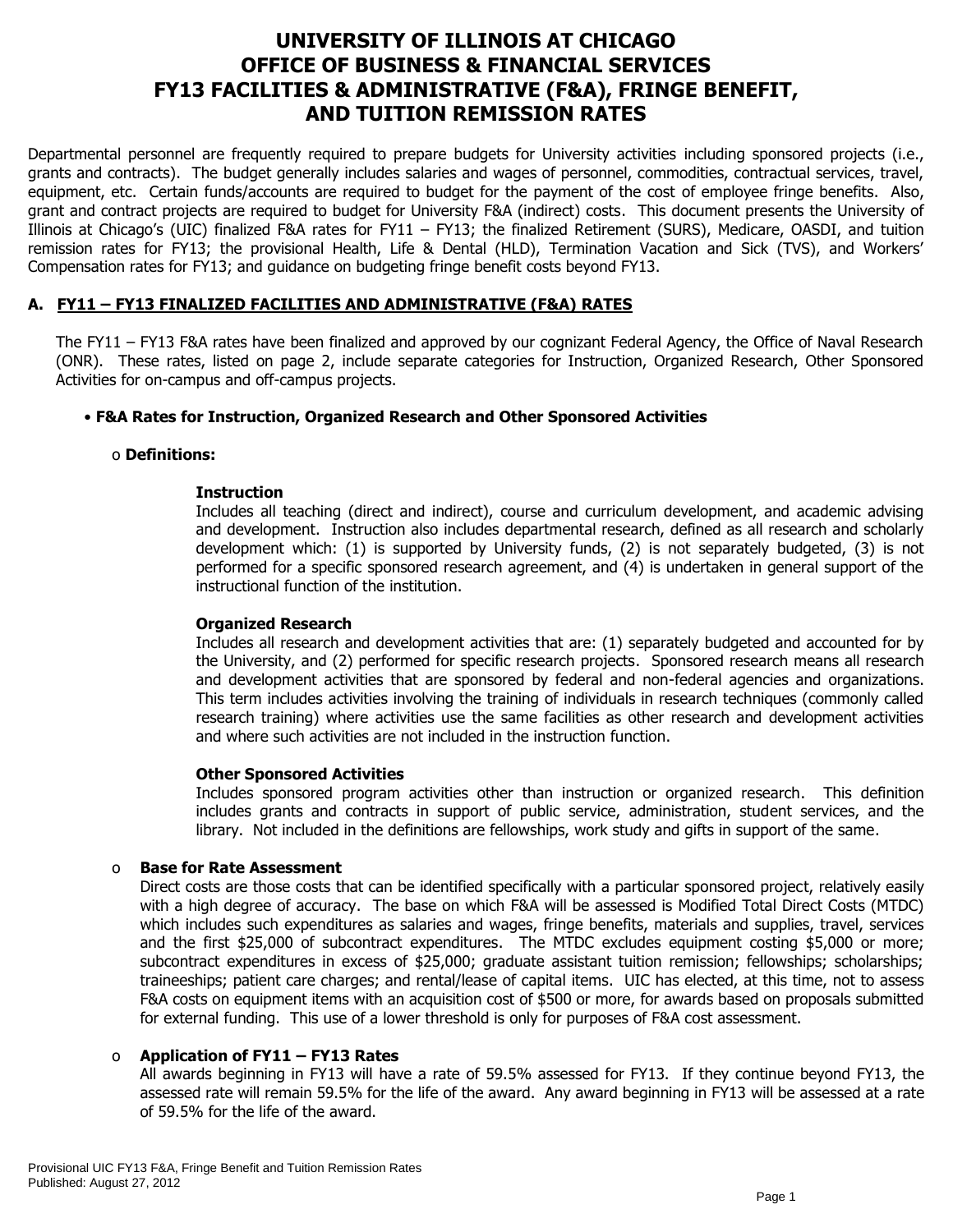# UNIVERSITY OF ILLINOIS AT CHICAGO
# OFFICE OF BUSINESS & FINANCIAL SERVICES
# FY13 FACILITIES & ADMINISTRATIVE (F&A), FRINGE BENEFIT, AND TUITION REMISSION RATES

Departmental personnel are frequently required to prepare budgets for University activities including sponsored projects (i.e., grants and contracts). The budget generally includes salaries and wages of personnel, commodities, contractual services, travel, equipment, etc. Certain funds/accounts are required to budget for the payment of the cost of employee fringe benefits. Also, grant and contract projects are required to budget for University F&A (indirect) costs. This document presents the University of Illinois at Chicago's (UIC) finalized F&A rates for FY11 – FY13; the finalized Retirement (SURS), Medicare, OASDI, and tuition remission rates for FY13; the provisional Health, Life & Dental (HLD), Termination Vacation and Sick (TVS), and Workers' Compensation rates for FY13; and guidance on budgeting fringe benefit costs beyond FY13.

## A. FY11 – FY13 FINALIZED FACILITIES AND ADMINISTRATIVE (F&A) RATES

The FY11 – FY13 F&A rates have been finalized and approved by our cognizant Federal Agency, the Office of Naval Research (ONR). These rates, listed on page 2, include separate categories for Instruction, Organized Research, Other Sponsored Activities for on-campus and off-campus projects.

- **F&A Rates for Instruction, Organized Research and Other Sponsored Activities**

  - **Definitions:**

    **Instruction**
    Includes all teaching (direct and indirect), course and curriculum development, and academic advising and development. Instruction also includes departmental research, defined as all research and scholarly development which: (1) is supported by University funds, (2) is not separately budgeted, (3) is not performed for a specific sponsored research agreement, and (4) is undertaken in general support of the instructional function of the institution.

    **Organized Research**
    Includes all research and development activities that are: (1) separately budgeted and accounted for by the University, and (2) performed for specific research projects. Sponsored research means all research and development activities that are sponsored by federal and non-federal agencies and organizations. This term includes activities involving the training of individuals in research techniques (commonly called research training) where activities use the same facilities as other research and development activities and where such activities are not included in the instruction function.

    **Other Sponsored Activities**
    Includes sponsored program activities other than instruction or organized research. This definition includes grants and contracts in support of public service, administration, student services, and the library. Not included in the definitions are fellowships, work study and gifts in support of the same.

  - **Base for Rate Assessment**
    Direct costs are those costs that can be identified specifically with a particular sponsored project, relatively easily with a high degree of accuracy. The base on which F&A will be assessed is Modified Total Direct Costs (MTDC) which includes such expenditures as salaries and wages, fringe benefits, materials and supplies, travel, services and the first $25,000 of subcontract expenditures. The MTDC excludes equipment costing $5,000 or more; subcontract expenditures in excess of $25,000; graduate assistant tuition remission; fellowships; scholarships; traineeships; patient care charges; and rental/lease of capital items. UIC has elected, at this time, not to assess F&A costs on equipment items with an acquisition cost of $500 or more, for awards based on proposals submitted for external funding. This use of a lower threshold is only for purposes of F&A cost assessment.

  - **Application of FY11 – FY13 Rates**
    All awards beginning in FY13 will have a rate of 59.5% assessed for FY13. If they continue beyond FY13, the assessed rate will remain 59.5% for the life of the award. Any award beginning in FY13 will be assessed at a rate of 59.5% for the life of the award.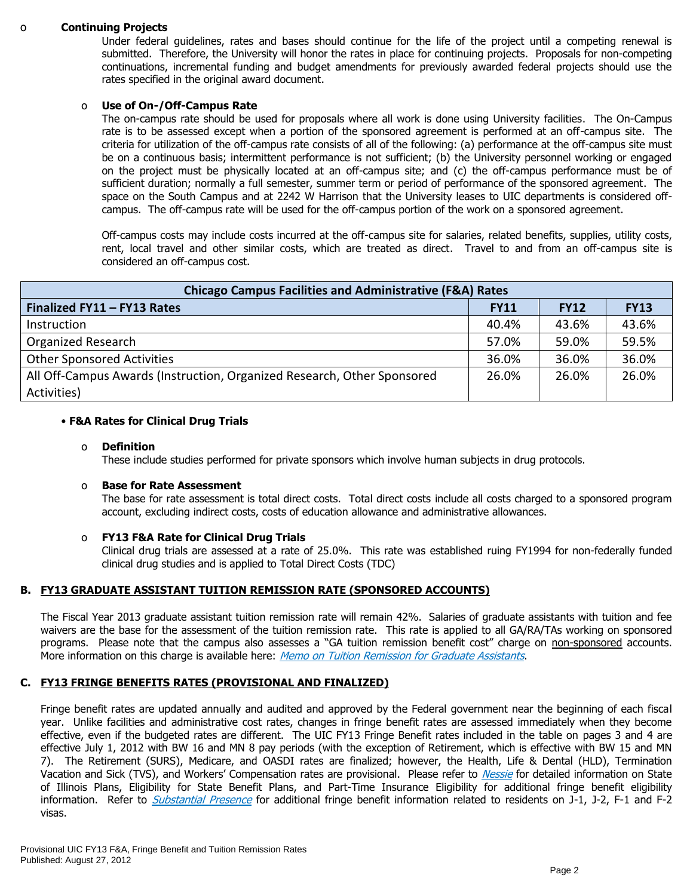- **Continuing Projects**

  Under federal guidelines, rates and bases should continue for the life of the project until a competing renewal is submitted. Therefore, the University will honor the rates in place for continuing projects. Proposals for non-competing continuations, incremental funding and budget amendments for previously awarded federal projects should use the rates specified in the original award document.

- **Use of On-/Off-Campus Rate**

  The on-campus rate should be used for proposals where all work is done using University facilities. The On-Campus rate is to be assessed except when a portion of the sponsored agreement is performed at an off-campus site. The criteria for utilization of the off-campus rate consists of all of the following: (a) performance at the off-campus site must be on a continuous basis; intermittent performance is not sufficient; (b) the University personnel working or engaged on the project must be physically located at an off-campus site; and (c) the off-campus performance must be of sufficient duration; normally a full semester, summer term or period of performance of the sponsored agreement. The space on the South Campus and at 2242 W Harrison that the University leases to UIC departments is considered off-campus. The off-campus rate will be used for the off-campus portion of the work on a sponsored agreement.

  Off-campus costs may include costs incurred at the off-campus site for salaries, related benefits, supplies, utility costs, rent, local travel and other similar costs, which are treated as direct. Travel to and from an off-campus site is considered an off-campus cost.

| Chicago Campus Facilities and Administrative (F&A) Rates | | | |
|---|---|---|---|
| **Finalized FY11 – FY13 Rates** | **FY11** | **FY12** | **FY13** |
| Instruction | 40.4% | 43.6% | 43.6% |
| Organized Research | 57.0% | 59.0% | 59.5% |
| Other Sponsored Activities | 36.0% | 36.0% | 36.0% |
| All Off-Campus Awards (Instruction, Organized Research, Other Sponsored Activities) | 26.0% | 26.0% | 26.0% |

- **F&A Rates for Clinical Drug Trials**

  - **Definition**

    These include studies performed for private sponsors which involve human subjects in drug protocols.

  - **Base for Rate Assessment**

    The base for rate assessment is total direct costs. Total direct costs include all costs charged to a sponsored program account, excluding indirect costs, costs of education allowance and administrative allowances.

  - **FY13 F&A Rate for Clinical Drug Trials**

    Clinical drug trials are assessed at a rate of 25.0%. This rate was established ruing FY1994 for non-federally funded clinical drug studies and is applied to Total Direct Costs (TDC)

## B. FY13 GRADUATE ASSISTANT TUITION REMISSION RATE (SPONSORED ACCOUNTS)

The Fiscal Year 2013 graduate assistant tuition remission rate will remain 42%. Salaries of graduate assistants with tuition and fee waivers are the base for the assessment of the tuition remission rate. This rate is applied to all GA/RA/TAs working on sponsored programs. Please note that the campus also assesses a "GA tuition remission benefit cost" charge on non-sponsored accounts. More information on this charge is available here: *Memo on Tuition Remission for Graduate Assistants*.

## C. FY13 FRINGE BENEFITS RATES (PROVISIONAL AND FINALIZED)

Fringe benefit rates are updated annually and audited and approved by the Federal government near the beginning of each fiscal year. Unlike facilities and administrative cost rates, changes in fringe benefit rates are assessed immediately when they become effective, even if the budgeted rates are different. The UIC FY13 Fringe Benefit rates included in the table on pages 3 and 4 are effective July 1, 2012 with BW 16 and MN 8 pay periods (with the exception of Retirement, which is effective with BW 15 and MN 7). The Retirement (SURS), Medicare, and OASDI rates are finalized; however, the Health, Life & Dental (HLD), Termination Vacation and Sick (TVS), and Workers' Compensation rates are provisional. Please refer to *Nessie* for detailed information on State of Illinois Plans, Eligibility for State Benefit Plans, and Part-Time Insurance Eligibility for additional fringe benefit eligibility information. Refer to *Substantial Presence* for additional fringe benefit information related to residents on J-1, J-2, F-1 and F-2 visas.

Provisional UIC FY13 F&A, Fringe Benefit and Tuition Remission Rates
Published: August 27, 2012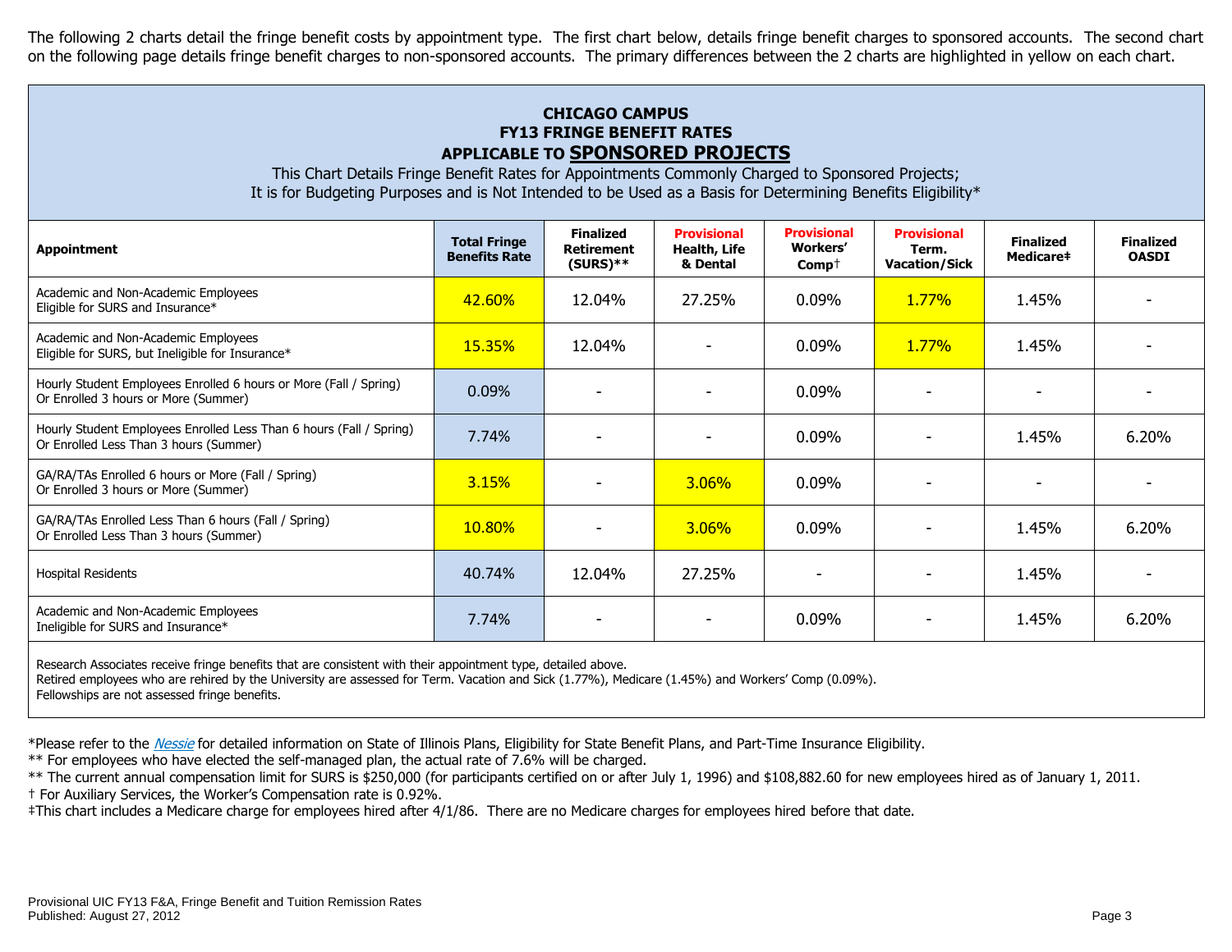The following 2 charts detail the fringe benefit costs by appointment type. The first chart below, details fringe benefit charges to sponsored accounts. The second chart on the following page details fringe benefit charges to non-sponsored accounts. The primary differences between the 2 charts are highlighted in yellow on each chart.

## CHICAGO CAMPUS
## FY13 FRINGE BENEFIT RATES
## APPLICABLE TO SPONSORED PROJECTS

This Chart Details Fringe Benefit Rates for Appointments Commonly Charged to Sponsored Projects;
It is for Budgeting Purposes and is Not Intended to be Used as a Basis for Determining Benefits Eligibility*

| Appointment | Total Fringe Benefits Rate | Finalized Retirement (SURS)** | Provisional Health, Life & Dental | Provisional Workers' Comp† | Provisional Term. Vacation/Sick | Finalized Medicare‡ | Finalized OASDI |
|---|---|---|---|---|---|---|---|
| Academic and Non-Academic Employees Eligible for SURS and Insurance* | 42.60% | 12.04% | 27.25% | 0.09% | 1.77% | 1.45% | - |
| Academic and Non-Academic Employees Eligible for SURS, but Ineligible for Insurance* | 15.35% | 12.04% | - | 0.09% | 1.77% | 1.45% | - |
| Hourly Student Employees Enrolled 6 hours or More (Fall / Spring) Or Enrolled 3 hours or More (Summer) | 0.09% | - | - | 0.09% | - | - | - |
| Hourly Student Employees Enrolled Less Than 6 hours (Fall / Spring) Or Enrolled Less Than 3 hours (Summer) | 7.74% | - | - | 0.09% | - | 1.45% | 6.20% |
| GA/RA/TAs Enrolled 6 hours or More (Fall / Spring) Or Enrolled 3 hours or More (Summer) | 3.15% | - | 3.06% | 0.09% | - | - | - |
| GA/RA/TAs Enrolled Less Than 6 hours (Fall / Spring) Or Enrolled Less Than 3 hours (Summer) | 10.80% | - | 3.06% | 0.09% | - | 1.45% | 6.20% |
| Hospital Residents | 40.74% | 12.04% | 27.25% | - | - | 1.45% | - |
| Academic and Non-Academic Employees Ineligible for SURS and Insurance* | 7.74% | - | - | 0.09% | - | 1.45% | 6.20% |

Research Associates receive fringe benefits that are consistent with their appointment type, detailed above.
Retired employees who are rehired by the University are assessed for Term. Vacation and Sick (1.77%), Medicare (1.45%) and Workers' Comp (0.09%).
Fellowships are not assessed fringe benefits.

*Please refer to the *Nessie* for detailed information on State of Illinois Plans, Eligibility for State Benefit Plans, and Part-Time Insurance Eligibility.
** For employees who have elected the self-managed plan, the actual rate of 7.6% will be charged.
** The current annual compensation limit for SURS is $250,000 (for participants certified on or after July 1, 1996) and $108,882.60 for new employees hired as of January 1, 2011.
† For Auxiliary Services, the Worker's Compensation rate is 0.92%.
‡This chart includes a Medicare charge for employees hired after 4/1/86. There are no Medicare charges for employees hired before that date.

Provisional UIC FY13 F&A, Fringe Benefit and Tuition Remission Rates
Published: August 27, 2012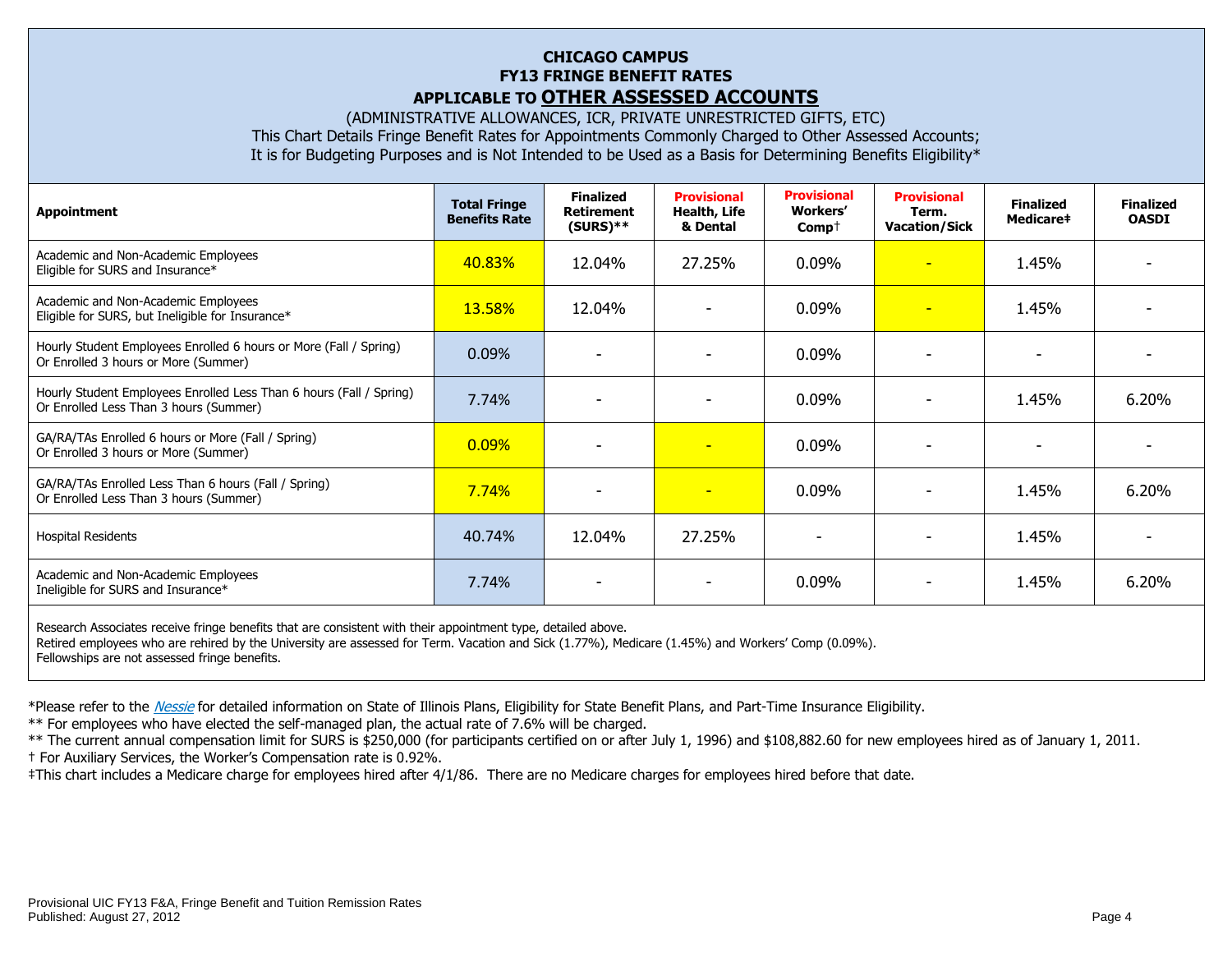**CHICAGO CAMPUS**
**FY13 FRINGE BENEFIT RATES**
**APPLICABLE TO OTHER ASSESSED ACCOUNTS**

(ADMINISTRATIVE ALLOWANCES, ICR, PRIVATE UNRESTRICTED GIFTS, ETC)

This Chart Details Fringe Benefit Rates for Appointments Commonly Charged to Other Assessed Accounts;
It is for Budgeting Purposes and is Not Intended to be Used as a Basis for Determining Benefits Eligibility*

| Appointment | Total Fringe Benefits Rate | Finalized Retirement (SURS)** | Provisional Health, Life & Dental | Provisional Workers' Comp† | Provisional Term. Vacation/Sick | Finalized Medicare‡ | Finalized OASDI |
|---|---|---|---|---|---|---|---|
| Academic and Non-Academic Employees Eligible for SURS and Insurance* | 40.83% | 12.04% | 27.25% | 0.09% | - | 1.45% | - |
| Academic and Non-Academic Employees Eligible for SURS, but Ineligible for Insurance* | 13.58% | 12.04% | - | 0.09% | - | 1.45% | - |
| Hourly Student Employees Enrolled 6 hours or More (Fall / Spring) Or Enrolled 3 hours or More (Summer) | 0.09% | - | - | 0.09% | - | - | - |
| Hourly Student Employees Enrolled Less Than 6 hours (Fall / Spring) Or Enrolled Less Than 3 hours (Summer) | 7.74% | - | - | 0.09% | - | 1.45% | 6.20% |
| GA/RA/TAs Enrolled 6 hours or More (Fall / Spring) Or Enrolled 3 hours or More (Summer) | 0.09% | - | - | 0.09% | - | - | - |
| GA/RA/TAs Enrolled Less Than 6 hours (Fall / Spring) Or Enrolled Less Than 3 hours (Summer) | 7.74% | - | - | 0.09% | - | 1.45% | 6.20% |
| Hospital Residents | 40.74% | 12.04% | 27.25% | - | - | 1.45% | - |
| Academic and Non-Academic Employees Ineligible for SURS and Insurance* | 7.74% | - | - | 0.09% | - | 1.45% | 6.20% |

Research Associates receive fringe benefits that are consistent with their appointment type, detailed above.
Retired employees who are rehired by the University are assessed for Term. Vacation and Sick (1.77%), Medicare (1.45%) and Workers' Comp (0.09%).
Fellowships are not assessed fringe benefits.

*Please refer to the *Nessie* for detailed information on State of Illinois Plans, Eligibility for State Benefit Plans, and Part-Time Insurance Eligibility.

** For employees who have elected the self-managed plan, the actual rate of 7.6% will be charged.

** The current annual compensation limit for SURS is $250,000 (for participants certified on or after July 1, 1996) and $108,882.60 for new employees hired as of January 1, 2011.

† For Auxiliary Services, the Worker's Compensation rate is 0.92%.

‡This chart includes a Medicare charge for employees hired after 4/1/86. There are no Medicare charges for employees hired before that date.

Provisional UIC FY13 F&A, Fringe Benefit and Tuition Remission Rates
Published: August 27, 2012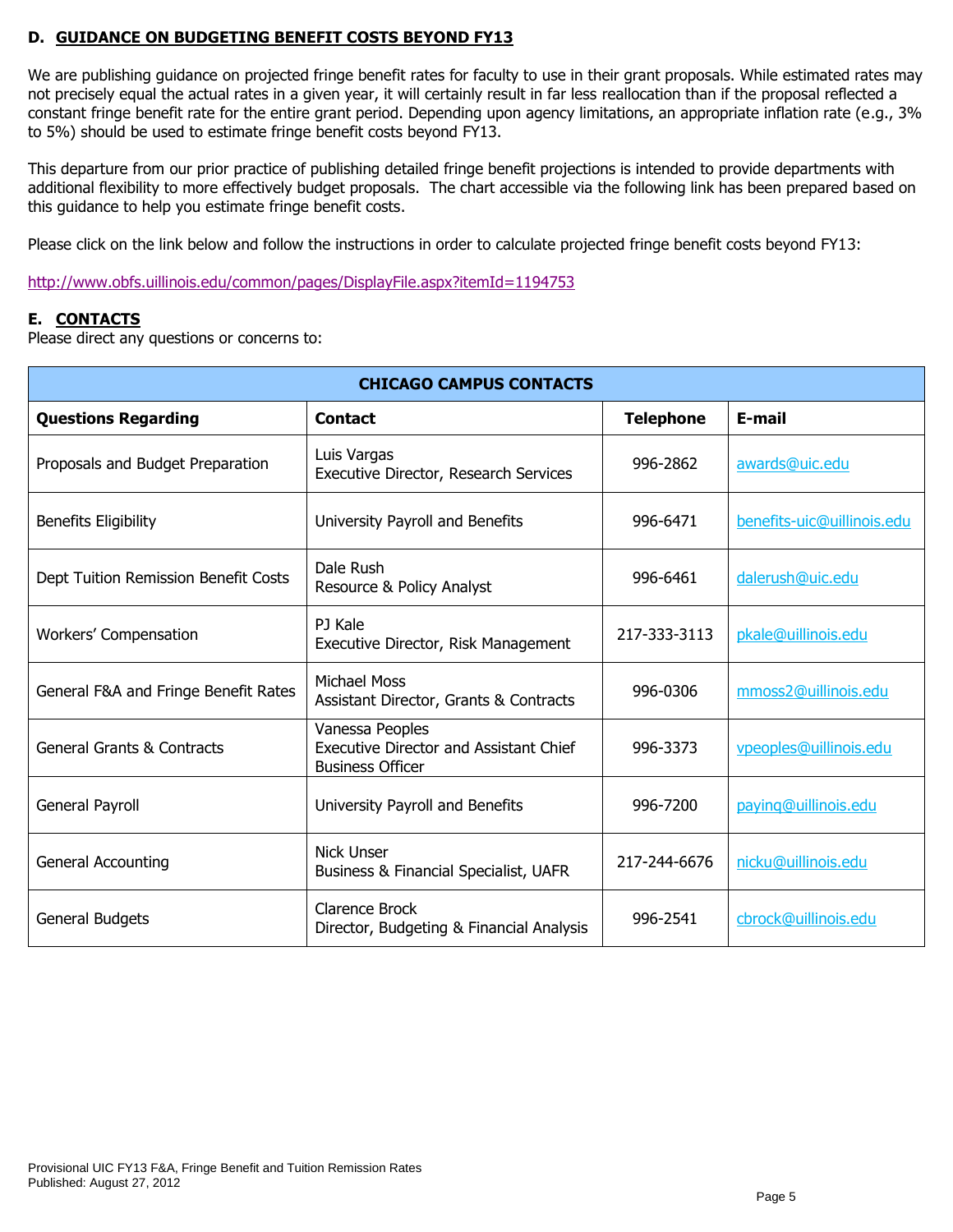## D. GUIDANCE ON BUDGETING BENEFIT COSTS BEYOND FY13

We are publishing guidance on projected fringe benefit rates for faculty to use in their grant proposals. While estimated rates may not precisely equal the actual rates in a given year, it will certainly result in far less reallocation than if the proposal reflected a constant fringe benefit rate for the entire grant period. Depending upon agency limitations, an appropriate inflation rate (e.g., 3% to 5%) should be used to estimate fringe benefit costs beyond FY13.

This departure from our prior practice of publishing detailed fringe benefit projections is intended to provide departments with additional flexibility to more effectively budget proposals. The chart accessible via the following link has been prepared based on this guidance to help you estimate fringe benefit costs.

Please click on the link below and follow the instructions in order to calculate projected fringe benefit costs beyond FY13:

http://www.obfs.uillinois.edu/common/pages/DisplayFile.aspx?itemId=1194753

## E. CONTACTS

Please direct any questions or concerns to:

| CHICAGO CAMPUS CONTACTS | | | |
|---|---|---|---|
| **Questions Regarding** | **Contact** | **Telephone** | **E-mail** |
| Proposals and Budget Preparation | Luis Vargas<br>Executive Director, Research Services | 996-2862 | awards@uic.edu |
| Benefits Eligibility | University Payroll and Benefits | 996-6471 | benefits-uic@uillinois.edu |
| Dept Tuition Remission Benefit Costs | Dale Rush<br>Resource & Policy Analyst | 996-6461 | dalerush@uic.edu |
| Workers' Compensation | PJ Kale<br>Executive Director, Risk Management | 217-333-3113 | pkale@uillinois.edu |
| General F&A and Fringe Benefit Rates | Michael Moss<br>Assistant Director, Grants & Contracts | 996-0306 | mmoss2@uillinois.edu |
| General Grants & Contracts | Vanessa Peoples<br>Executive Director and Assistant Chief Business Officer | 996-3373 | vpeoples@uillinois.edu |
| General Payroll | University Payroll and Benefits | 996-7200 | payinq@uillinois.edu |
| General Accounting | Nick Unser<br>Business & Financial Specialist, UAFR | 217-244-6676 | nicku@uillinois.edu |
| General Budgets | Clarence Brock<br>Director, Budgeting & Financial Analysis | 996-2541 | cbrock@uillinois.edu |